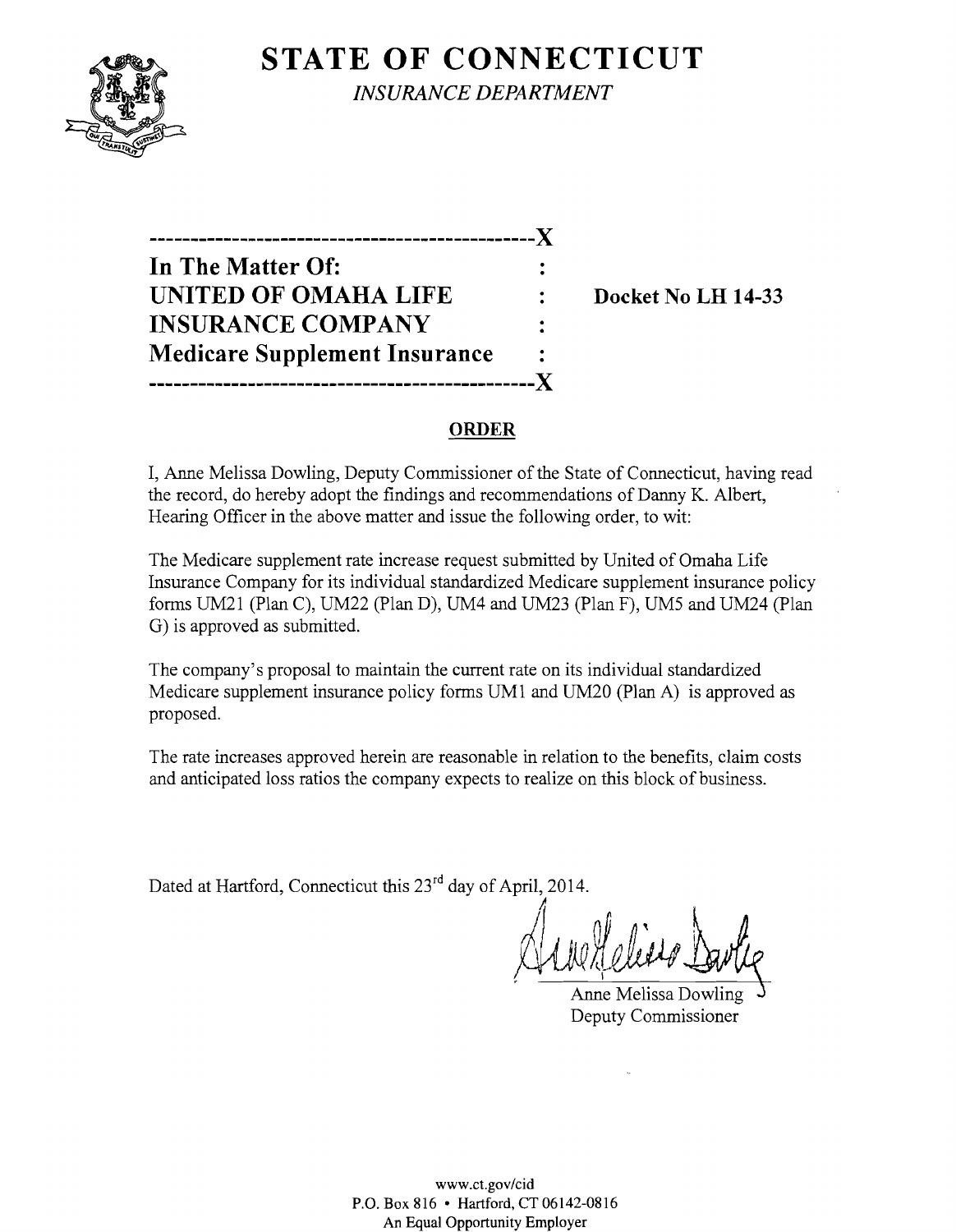# STATE OF CONNECTICUT

*INSURANCE DEPARTMENT*

| | | |
|---|---|---|
| **In The Matter Of:** | : | |
| **UNITED OF OMAHA LIFE** | : | **Docket No LH 14-33** |
| **INSURANCE COMPANY** | : | |
| **Medicare Supplement Insurance** | : | |

## ORDER

I, Anne Melissa Dowling, Deputy Commissioner of the State of Connecticut, having read the record, do hereby adopt the findings and recommendations of Danny K. Albert, Hearing Officer in the above matter and issue the following order, to wit:

The Medicare supplement rate increase request submitted by United of Omaha Life Insurance Company for its individual standardized Medicare supplement insurance policy forms UM21 (Plan C), UM22 (Plan D), UM4 and UM23 (Plan F), UM5 and UM24 (Plan G) is approved as submitted.

The company's proposal to maintain the current rate on its individual standardized Medicare supplement insurance policy forms UM1 and UM20 (Plan A) is approved as proposed.

The rate increases approved herein are reasonable in relation to the benefits, claim costs and anticipated loss ratios the company expects to realize on this block of business.

Dated at Hartford, Connecticut this 23rd day of April, 2014.

Anne Melissa Dowling
Deputy Commissioner

www.ct.gov/cid
P.O. Box 816 • Hartford, CT 06142-0816
An Equal Opportunity Employer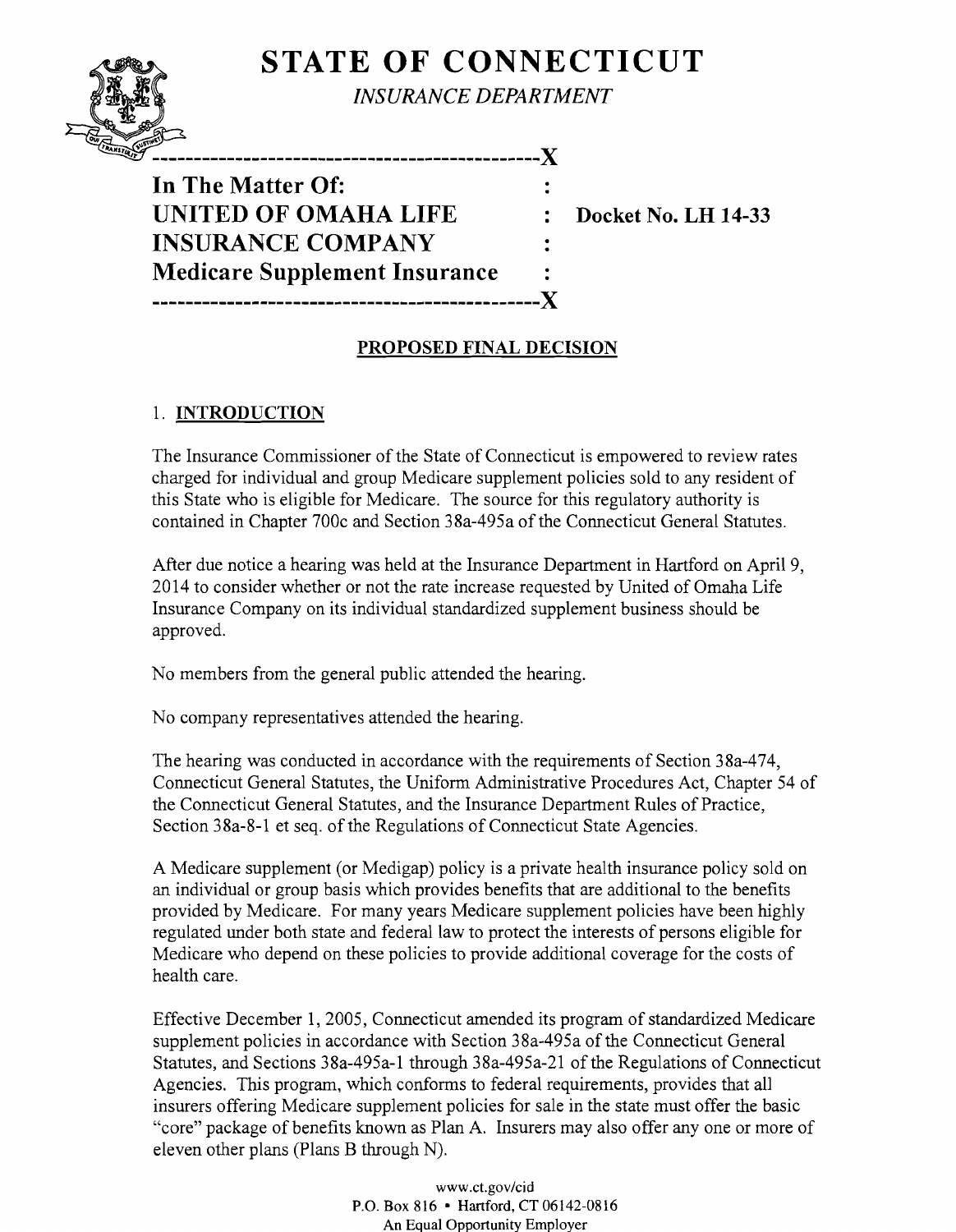# STATE OF CONNECTICUT

*INSURANCE DEPARTMENT*

```
----------------------------------------------X
In The Matter Of:                             :
UNITED OF OMAHA LIFE                          :   Docket No. LH 14-33
INSURANCE COMPANY                             :
Medicare Supplement Insurance                 :
----------------------------------------------X
```

**PROPOSED FINAL DECISION**

## 1. INTRODUCTION

The Insurance Commissioner of the State of Connecticut is empowered to review rates charged for individual and group Medicare supplement policies sold to any resident of this State who is eligible for Medicare. The source for this regulatory authority is contained in Chapter 700c and Section 38a-495a of the Connecticut General Statutes.

After due notice a hearing was held at the Insurance Department in Hartford on April 9, 2014 to consider whether or not the rate increase requested by United of Omaha Life Insurance Company on its individual standardized supplement business should be approved.

No members from the general public attended the hearing.

No company representatives attended the hearing.

The hearing was conducted in accordance with the requirements of Section 38a-474, Connecticut General Statutes, the Uniform Administrative Procedures Act, Chapter 54 of the Connecticut General Statutes, and the Insurance Department Rules of Practice, Section 38a-8-1 et seq. of the Regulations of Connecticut State Agencies.

A Medicare supplement (or Medigap) policy is a private health insurance policy sold on an individual or group basis which provides benefits that are additional to the benefits provided by Medicare. For many years Medicare supplement policies have been highly regulated under both state and federal law to protect the interests of persons eligible for Medicare who depend on these policies to provide additional coverage for the costs of health care.

Effective December 1, 2005, Connecticut amended its program of standardized Medicare supplement policies in accordance with Section 38a-495a of the Connecticut General Statutes, and Sections 38a-495a-1 through 38a-495a-21 of the Regulations of Connecticut Agencies. This program, which conforms to federal requirements, provides that all insurers offering Medicare supplement policies for sale in the state must offer the basic "core" package of benefits known as Plan A. Insurers may also offer any one or more of eleven other plans (Plans B through N).

www.ct.gov/cid
P.O. Box 816 • Hartford, CT 06142-0816
An Equal Opportunity Employer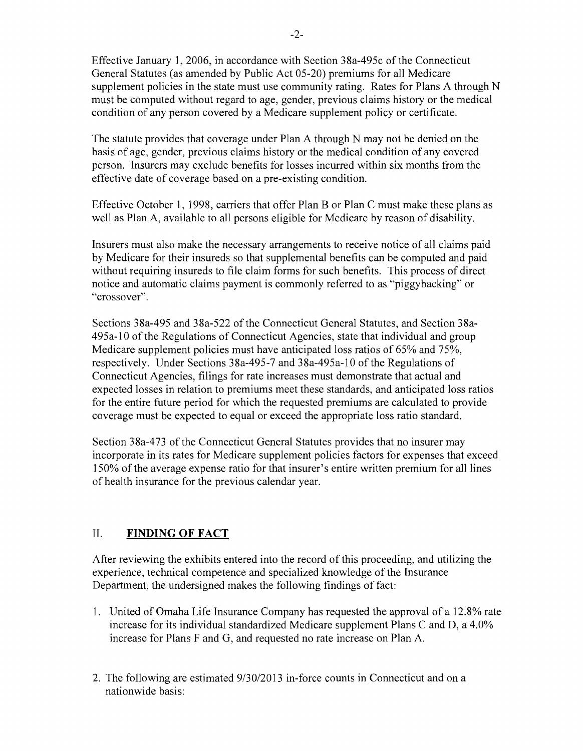Effective January 1, 2006, in accordance with Section 38a-495c of the Connecticut General Statutes (as amended by Public Act 05-20) premiums for all Medicare supplement policies in the state must use community rating. Rates for Plans A through N must be computed without regard to age, gender, previous claims history or the medical condition of any person covered by a Medicare supplement policy or certificate.

The statute provides that coverage under Plan A through N may not be denied on the basis of age, gender, previous claims history or the medical condition of any covered person. Insurers may exclude benefits for losses incurred within six months from the effective date of coverage based on a pre-existing condition.

Effective October 1, 1998, carriers that offer Plan B or Plan C must make these plans as well as Plan A, available to all persons eligible for Medicare by reason of disability.

Insurers must also make the necessary arrangements to receive notice of all claims paid by Medicare for their insureds so that supplemental benefits can be computed and paid without requiring insureds to file claim forms for such benefits. This process of direct notice and automatic claims payment is commonly referred to as "piggybacking" or "crossover".

Sections 38a-495 and 38a-522 of the Connecticut General Statutes, and Section 38a-495a-10 of the Regulations of Connecticut Agencies, state that individual and group Medicare supplement policies must have anticipated loss ratios of 65% and 75%, respectively. Under Sections 38a-495-7 and 38a-495a-10 of the Regulations of Connecticut Agencies, filings for rate increases must demonstrate that actual and expected losses in relation to premiums meet these standards, and anticipated loss ratios for the entire future period for which the requested premiums are calculated to provide coverage must be expected to equal or exceed the appropriate loss ratio standard.

Section 38a-473 of the Connecticut General Statutes provides that no insurer may incorporate in its rates for Medicare supplement policies factors for expenses that exceed 150% of the average expense ratio for that insurer's entire written premium for all lines of health insurance for the previous calendar year.

## II. **FINDING OF FACT**

After reviewing the exhibits entered into the record of this proceeding, and utilizing the experience, technical competence and specialized knowledge of the Insurance Department, the undersigned makes the following findings of fact:

1. United of Omaha Life Insurance Company has requested the approval of a 12.8% rate increase for its individual standardized Medicare supplement Plans C and D, a 4.0% increase for Plans F and G, and requested no rate increase on Plan A.

2. The following are estimated 9/30/2013 in-force counts in Connecticut and on a nationwide basis: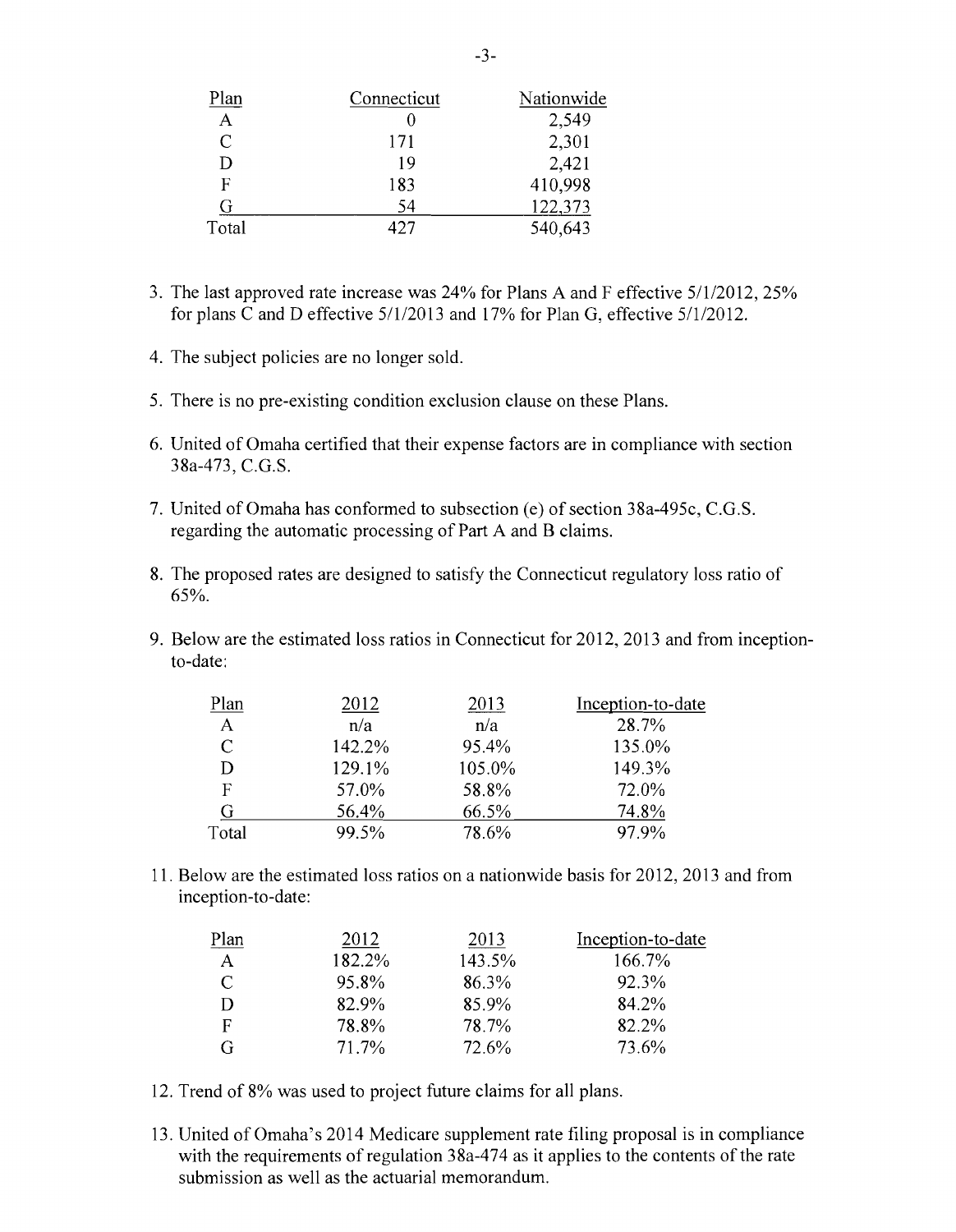| Plan | Connecticut | Nationwide |
|---|---|---|
| A | 0 | 2,549 |
| C | 171 | 2,301 |
| D | 19 | 2,421 |
| F | 183 | 410,998 |
| G | 54 | 122,373 |
| Total | 427 | 540,643 |

3. The last approved rate increase was 24% for Plans A and F effective 5/1/2012, 25% for plans C and D effective 5/1/2013 and 17% for Plan G, effective 5/1/2012.

4. The subject policies are no longer sold.

5. There is no pre-existing condition exclusion clause on these Plans.

6. United of Omaha certified that their expense factors are in compliance with section 38a-473, C.G.S.

7. United of Omaha has conformed to subsection (e) of section 38a-495c, C.G.S. regarding the automatic processing of Part A and B claims.

8. The proposed rates are designed to satisfy the Connecticut regulatory loss ratio of 65%.

9. Below are the estimated loss ratios in Connecticut for 2012, 2013 and from inception-to-date:

| Plan | 2012 | 2013 | Inception-to-date |
|---|---|---|---|
| A | n/a | n/a | 28.7% |
| C | 142.2% | 95.4% | 135.0% |
| D | 129.1% | 105.0% | 149.3% |
| F | 57.0% | 58.8% | 72.0% |
| G | 56.4% | 66.5% | 74.8% |
| Total | 99.5% | 78.6% | 97.9% |

11. Below are the estimated loss ratios on a nationwide basis for 2012, 2013 and from inception-to-date:

| Plan | 2012 | 2013 | Inception-to-date |
|---|---|---|---|
| A | 182.2% | 143.5% | 166.7% |
| C | 95.8% | 86.3% | 92.3% |
| D | 82.9% | 85.9% | 84.2% |
| F | 78.8% | 78.7% | 82.2% |
| G | 71.7% | 72.6% | 73.6% |

12. Trend of 8% was used to project future claims for all plans.

13. United of Omaha's 2014 Medicare supplement rate filing proposal is in compliance with the requirements of regulation 38a-474 as it applies to the contents of the rate submission as well as the actuarial memorandum.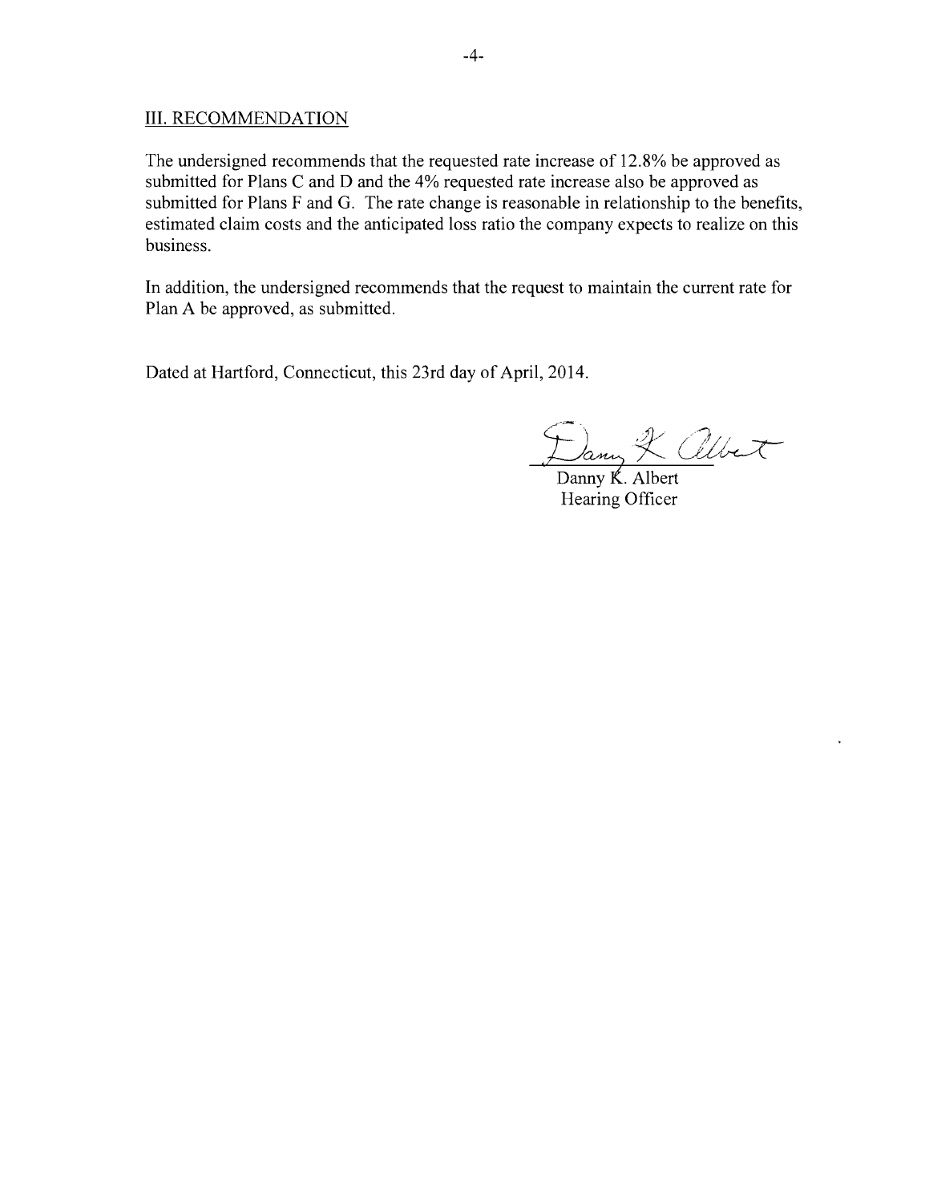## III. RECOMMENDATION

The undersigned recommends that the requested rate increase of 12.8% be approved as submitted for Plans C and D and the 4% requested rate increase also be approved as submitted for Plans F and G. The rate change is reasonable in relationship to the benefits, estimated claim costs and the anticipated loss ratio the company expects to realize on this business.

In addition, the undersigned recommends that the request to maintain the current rate for Plan A be approved, as submitted.

Dated at Hartford, Connecticut, this 23rd day of April, 2014.

Danny K. Albert
Hearing Officer